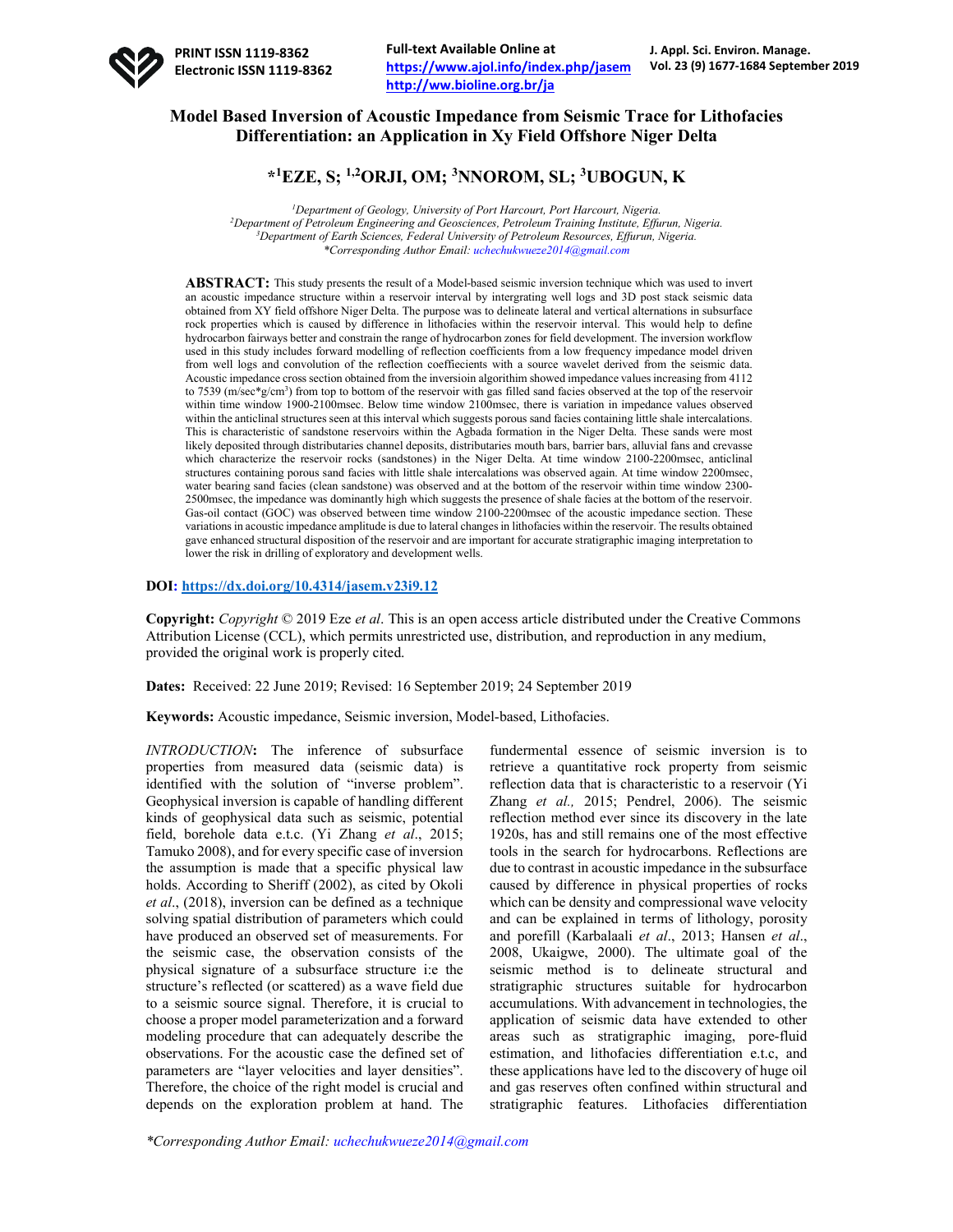# Model Based Inversion of Acoustic Impedance from Seismic Trace for Lithofacies Differentiation: an Application in Xy Field Offshore Niger Delta

**\*[1]EZE, S; [1,2]ORJI, OM; [3]NNOROM, SL; [3]UBOGUN, K**

[1]Department of Geology, University of Port Harcourt, Port Harcourt, Nigeria.
[2]Department of Petroleum Engineering and Geosciences, Petroleum Training Institute, Effurun, Nigeria.
[3]Department of Earth Sciences, Federal University of Petroleum Resources, Effurun, Nigeria.
\*Corresponding Author Email: uchechukwueze2014@gmail.com

**ABSTRACT:** This study presents the result of a Model-based seismic inversion technique which was used to invert an acoustic impedance structure within a reservoir interval by intergrating well logs and 3D post stack seismic data obtained from XY field offshore Niger Delta. The purpose was to delineate lateral and vertical alternations in subsurface rock properties which is caused by difference in lithofacies within the reservoir interval. This would help to define hydrocarbon fairways better and constrain the range of hydrocarbon zones for field development. The inversion workflow used in this study includes forward modelling of reflection coefficients from a low frequency impedance model driven from well logs and convolution of the reflection coefficients with a source wavelet derived from the seismic data. Acoustic impedance cross section obtained from the inversioin algorithim showed impedance values increasing from 4112 to 7539 (m/sec\*g/cm$^3$) from top to bottom of the reservoir with gas filled sand facies observed at the top of the reservoir within time window 1900-2100msec. Below time window 2100msec, there is variation in impedance values observed within the anticlinal structures seen at this interval which suggests porous sand facies containing little shale intercalations. This is characteristic of sandstone reservoirs within the Agbada formation in the Niger Delta. These sands were most likely deposited through distributaries channel deposits, distributaries mouth bars, barrier bars, alluvial fans and crevasse which characterize the reservoir rocks (sandstones) in the Niger Delta. At time window 2100-2200msec, anticlinal structures containing porous sand facies with little shale intercalations was observed again. At time window 2200msec, water bearing sand facies (clean sandstone) was observed and at the bottom of the reservoir within time window 2300-2500msec, the impedance was dominantly high which suggests the presence of shale facies at the bottom of the reservoir. Gas-oil contact (GOC) was observed between time window 2100-2200msec of the acoustic impedance section. These variations in acoustic impedance amplitude is due to lateral changes in lithofacies within the reservoir. The results obtained gave enhanced structural disposition of the reservoir and are important for accurate stratigraphic imaging interpretation to lower the risk in drilling of exploratory and development wells.

**DOI:** https://dx.doi.org/10.4314/jasem.v23i9.12

**Copyright:** *Copyright* © 2019 Eze *et al*. This is an open access article distributed under the Creative Commons Attribution License (CCL), which permits unrestricted use, distribution, and reproduction in any medium, provided the original work is properly cited.

**Dates:** Received: 22 June 2019; Revised: 16 September 2019; 24 September 2019

**Keywords:** Acoustic impedance, Seismic inversion, Model-based, Lithofacies.

*INTRODUCTION*: The inference of subsurface properties from measured data (seismic data) is identified with the solution of "inverse problem". Geophysical inversion is capable of handling different kinds of geophysical data such as seismic, potential field, borehole data e.t.c. (Yi Zhang *et al*., 2015; Tamuko 2008), and for every specific case of inversion the assumption is made that a specific physical law holds. According to Sheriff (2002), as cited by Okoli *et al*., (2018), inversion can be defined as a technique solving spatial distribution of parameters which could have produced an observed set of measurements. For the seismic case, the observation consists of the physical signature of a subsurface structure i:e the structure's reflected (or scattered) as a wave field due to a seismic source signal. Therefore, it is crucial to choose a proper model parameterization and a forward modeling procedure that can adequately describe the observations. For the acoustic case the defined set of parameters are "layer velocities and layer densities". Therefore, the choice of the right model is crucial and depends on the exploration problem at hand. The fundermental essence of seismic inversion is to retrieve a quantitative rock property from seismic reflection data that is characteristic to a reservoir (Yi Zhang *et al.,* 2015; Pendrel, 2006). The seismic reflection method ever since its discovery in the late 1920s, has and still remains one of the most effective tools in the search for hydrocarbons. Reflections are due to contrast in acoustic impedance in the subsurface caused by difference in physical properties of rocks which can be density and compressional wave velocity and can be explained in terms of lithology, porosity and porefill (Karbalaali *et al*., 2013; Hansen *et al*., 2008, Ukaigwe, 2000). The ultimate goal of the seismic method is to delineate structural and stratigraphic structures suitable for hydrocarbon accumulations. With advancement in technologies, the application of seismic data have extended to other areas such as stratigraphic imaging, pore-fluid estimation, and lithofacies differentiation e.t.c, and these applications have led to the discovery of huge oil and gas reserves often confined within structural and stratigraphic features. Lithofacies differentiation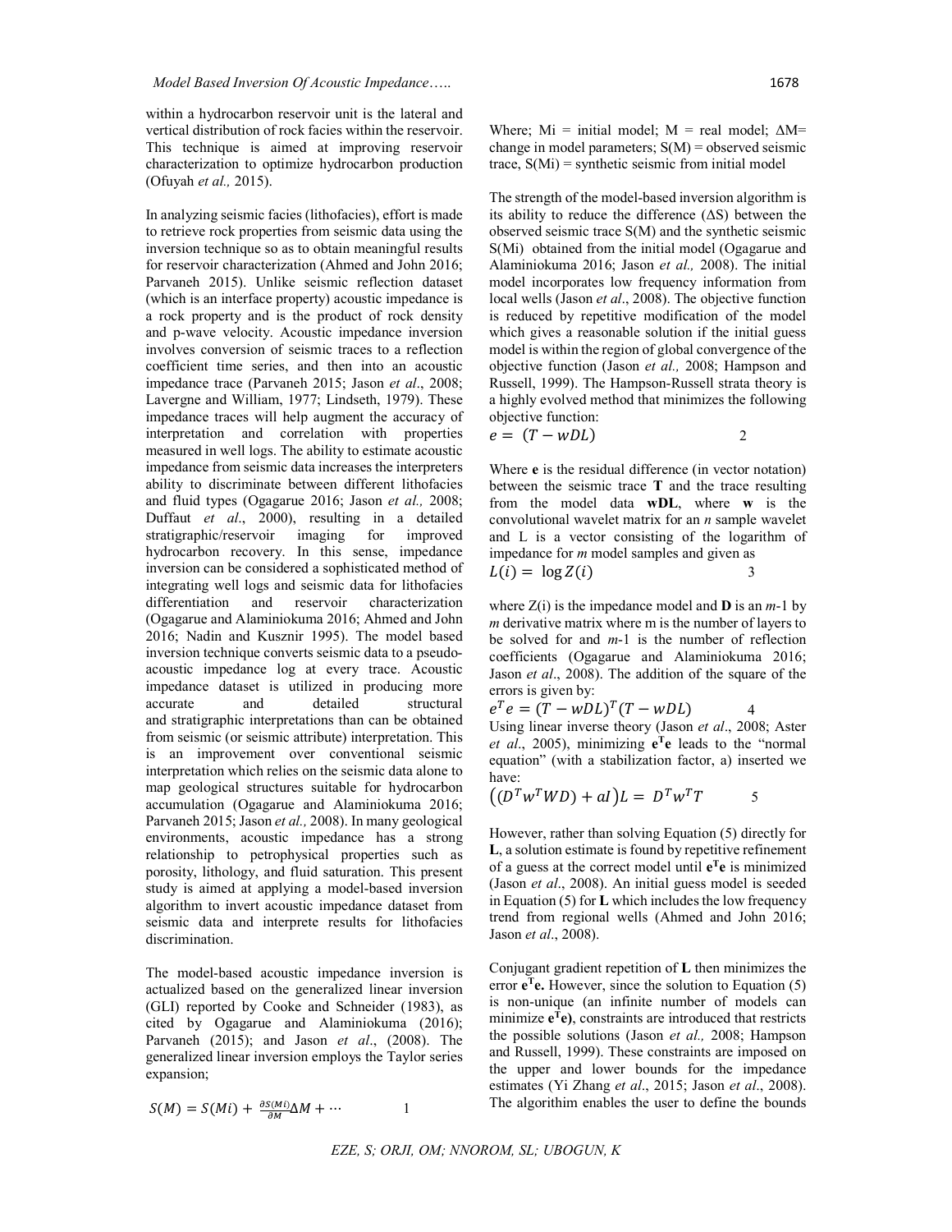within a hydrocarbon reservoir unit is the lateral and vertical distribution of rock facies within the reservoir. This technique is aimed at improving reservoir characterization to optimize hydrocarbon production (Ofuyah *et al.,* 2015).

In analyzing seismic facies (lithofacies), effort is made to retrieve rock properties from seismic data using the inversion technique so as to obtain meaningful results for reservoir characterization (Ahmed and John 2016; Parvaneh 2015). Unlike seismic reflection dataset (which is an interface property) acoustic impedance is a rock property and is the product of rock density and p-wave velocity. Acoustic impedance inversion involves conversion of seismic traces to a reflection coefficient time series, and then into an acoustic impedance trace (Parvaneh 2015; Jason *et al*., 2008; Lavergne and William, 1977; Lindseth, 1979). These impedance traces will help augment the accuracy of interpretation and correlation with properties measured in well logs. The ability to estimate acoustic impedance from seismic data increases the interpreters ability to discriminate between different lithofacies and fluid types (Ogagarue 2016; Jason *et al.,* 2008; Duffaut *et al*., 2000), resulting in a detailed stratigraphic/reservoir imaging for improved hydrocarbon recovery. In this sense, impedance inversion can be considered a sophisticated method of integrating well logs and seismic data for lithofacies differentiation and reservoir characterization (Ogagarue and Alaminiokuma 2016; Ahmed and John 2016; Nadin and Kusznir 1995). The model based inversion technique converts seismic data to a pseudo-acoustic impedance log at every trace. Acoustic impedance dataset is utilized in producing more accurate and detailed structural and stratigraphic interpretations than can be obtained from seismic (or seismic attribute) interpretation. This is an improvement over conventional seismic interpretation which relies on the seismic data alone to map geological structures suitable for hydrocarbon accumulation (Ogagarue and Alaminiokuma 2016; Parvaneh 2015; Jason *et al.,* 2008). In many geological environments, acoustic impedance has a strong relationship to petrophysical properties such as porosity, lithology, and fluid saturation. This present study is aimed at applying a model-based inversion algorithm to invert acoustic impedance dataset from seismic data and interprete results for lithofacies discrimination.

The model-based acoustic impedance inversion is actualized based on the generalized linear inversion (GLI) reported by Cooke and Schneider (1983), as cited by Ogagarue and Alaminiokuma (2016); Parvaneh (2015); and Jason *et al*., (2008). The generalized linear inversion employs the Taylor series expansion;

$$S(M) = S(Mi) + \frac{\partial S(Mi)}{\partial M}\Delta M + \cdots \qquad 1$$

Where; Mi = initial model; M = real model; ΔM= change in model parameters; S(M) = observed seismic trace, S(Mi) = synthetic seismic from initial model

The strength of the model-based inversion algorithm is its ability to reduce the difference (ΔS) between the observed seismic trace S(M) and the synthetic seismic S(Mi) obtained from the initial model (Ogagarue and Alaminiokuma 2016; Jason *et al.,* 2008). The initial model incorporates low frequency information from local wells (Jason *et al*., 2008). The objective function is reduced by repetitive modification of the model which gives a reasonable solution if the initial guess model is within the region of global convergence of the objective function (Jason *et al.,* 2008; Hampson and Russell, 1999). The Hampson-Russell strata theory is a highly evolved method that minimizes the following objective function:

$$e = (T - wDL) \qquad 2$$

Where **e** is the residual difference (in vector notation) between the seismic trace **T** and the trace resulting from the model data **wDL**, where **w** is the convolutional wavelet matrix for an *n* sample wavelet and L is a vector consisting of the logarithm of impedance for *m* model samples and given as

$$L(i) = \log Z(i) \qquad 3$$

where Z(i) is the impedance model and **D** is an *m*-1 by *m* derivative matrix where m is the number of layers to be solved for and *m*-1 is the number of reflection coefficients (Ogagarue and Alaminiokuma 2016; Jason *et al*., 2008). The addition of the square of the errors is given by:

$$e^T e = (T - wDL)^T (T - wDL) \qquad 4$$

Using linear inverse theory (Jason *et al*., 2008; Aster *et al*., 2005), minimizing $\mathbf{e^Te}$ leads to the "normal equation" (with a stabilization factor, a) inserted we have:

$$\left((D^T w^T WD) + aI\right)L = D^T w^T T \qquad 5$$

However, rather than solving Equation (5) directly for **L**, a solution estimate is found by repetitive refinement of a guess at the correct model until $\mathbf{e^Te}$ is minimized (Jason *et al*., 2008). An initial guess model is seeded in Equation (5) for **L** which includes the low frequency trend from regional wells (Ahmed and John 2016; Jason *et al*., 2008).

Conjugant gradient repetition of **L** then minimizes the error $\mathbf{e^Te}$. However, since the solution to Equation (5) is non-unique (an infinite number of models can minimize $\mathbf{e^Te}$), constraints are introduced that restricts the possible solutions (Jason *et al.,* 2008; Hampson and Russell, 1999). These constraints are imposed on the upper and lower bounds for the impedance estimates (Yi Zhang *et al*., 2015; Jason *et al*., 2008). The algorithim enables the user to define the bounds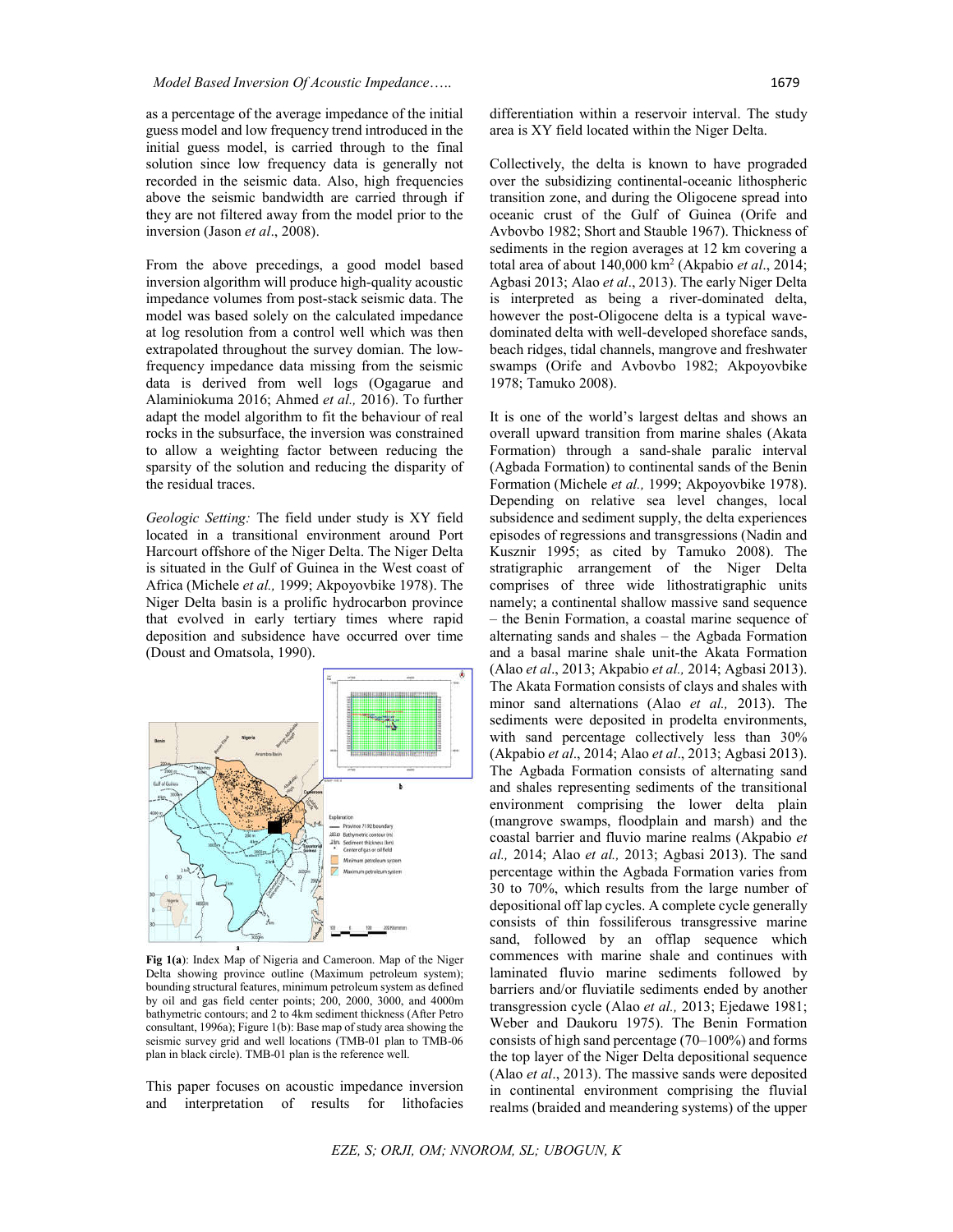as a percentage of the average impedance of the initial guess model and low frequency trend introduced in the initial guess model, is carried through to the final solution since low frequency data is generally not recorded in the seismic data. Also, high frequencies above the seismic bandwidth are carried through if they are not filtered away from the model prior to the inversion (Jason *et al*., 2008).

From the above precedings, a good model based inversion algorithm will produce high-quality acoustic impedance volumes from post-stack seismic data. The model was based solely on the calculated impedance at log resolution from a control well which was then extrapolated throughout the survey domian. The low-frequency impedance data missing from the seismic data is derived from well logs (Ogagarue and Alaminiokuma 2016; Ahmed *et al.,* 2016). To further adapt the model algorithm to fit the behaviour of real rocks in the subsurface, the inversion was constrained to allow a weighting factor between reducing the sparsity of the solution and reducing the disparity of the residual traces.

*Geologic Setting:* The field under study is XY field located in a transitional environment around Port Harcourt offshore of the Niger Delta. The Niger Delta is situated in the Gulf of Guinea in the West coast of Africa (Michele *et al.,* 1999; Akpoyovbike 1978). The Niger Delta basin is a prolific hydrocarbon province that evolved in early tertiary times where rapid deposition and subsidence have occurred over time (Doust and Omatsola, 1990).

**Fig 1(a)**: Index Map of Nigeria and Cameroon. Map of the Niger Delta showing province outline (Maximum petroleum system); bounding structural features, minimum petroleum system as defined by oil and gas field center points; 200, 2000, 3000, and 4000m bathymetric contours; and 2 to 4km sediment thickness (After Petro consultant, 1996a); Figure 1(b): Base map of study area showing the seismic survey grid and well locations (TMB-01 plan to TMB-06 plan in black circle). TMB-01 plan is the reference well.

This paper focuses on acoustic impedance inversion and interpretation of results for lithofacies differentiation within a reservoir interval. The study area is XY field located within the Niger Delta.

Collectively, the delta is known to have prograded over the subsidizing continental-oceanic lithospheric transition zone, and during the Oligocene spread into oceanic crust of the Gulf of Guinea (Orife and Avbovbo 1982; Short and Stauble 1967). Thickness of sediments in the region averages at 12 km covering a total area of about 140,000 km$^2$ (Akpabio *et al*., 2014; Agbasi 2013; Alao *et al*., 2013). The early Niger Delta is interpreted as being a river-dominated delta, however the post-Oligocene delta is a typical wave-dominated delta with well-developed shoreface sands, beach ridges, tidal channels, mangrove and freshwater swamps (Orife and Avbovbo 1982; Akpoyovbike 1978; Tamuko 2008).

It is one of the world's largest deltas and shows an overall upward transition from marine shales (Akata Formation) through a sand-shale paralic interval (Agbada Formation) to continental sands of the Benin Formation (Michele *et al.,* 1999; Akpoyovbike 1978). Depending on relative sea level changes, local subsidence and sediment supply, the delta experiences episodes of regressions and transgressions (Nadin and Kusznir 1995; as cited by Tamuko 2008). The stratigraphic arrangement of the Niger Delta comprises of three wide lithostratigraphic units namely; a continental shallow massive sand sequence – the Benin Formation, a coastal marine sequence of alternating sands and shales – the Agbada Formation and a basal marine shale unit-the Akata Formation (Alao *et al*., 2013; Akpabio *et al.,* 2014; Agbasi 2013). The Akata Formation consists of clays and shales with minor sand alternations (Alao *et al.,* 2013). The sediments were deposited in prodelta environments, with sand percentage collectively less than 30% (Akpabio *et al*., 2014; Alao *et al*., 2013; Agbasi 2013). The Agbada Formation consists of alternating sand and shales representing sediments of the transitional environment comprising the lower delta plain (mangrove swamps, floodplain and marsh) and the coastal barrier and fluvio marine realms (Akpabio *et al.,* 2014; Alao *et al.,* 2013; Agbasi 2013). The sand percentage within the Agbada Formation varies from 30 to 70%, which results from the large number of depositional off lap cycles. A complete cycle generally consists of thin fossiliferous transgressive marine sand, followed by an offlap sequence which commences with marine shale and continues with laminated fluvio marine sediments followed by barriers and/or fluviatile sediments ended by another transgression cycle (Alao *et al.,* 2013; Ejedawe 1981; Weber and Daukoru 1975). The Benin Formation consists of high sand percentage (70–100%) and forms the top layer of the Niger Delta depositional sequence (Alao *et al*., 2013). The massive sands were deposited in continental environment comprising the fluvial realms (braided and meandering systems) of the upper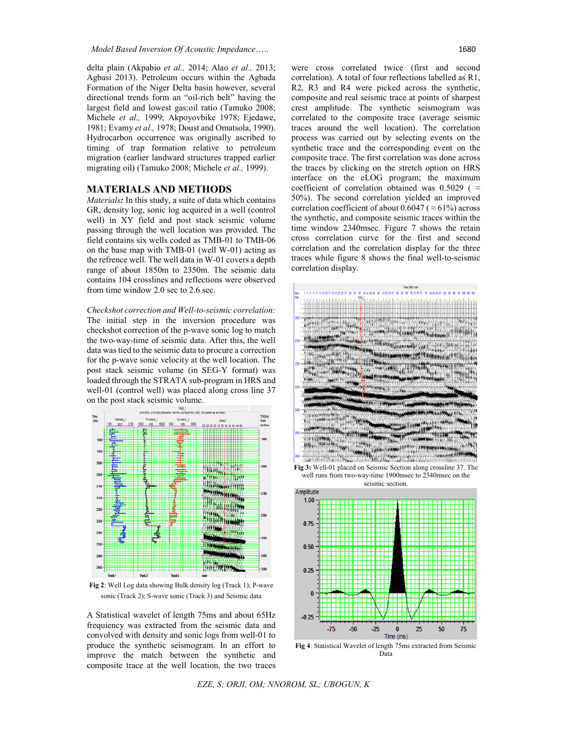delta plain (Akpabio *et al.,* 2014; Alao *et al.,* 2013; Agbasi 2013). Petroleum occurs within the Agbada Formation of the Niger Delta basin however, several directional trends form an "oil-rich belt" having the largest field and lowest gas:oil ratio (Tamuko 2008; Michele *et al.,* 1999; Akpoyovbike 1978; Ejedawe, 1981; Evamy *et al.,* 1978; Doust and Omatsola, 1990). Hydrocarbon occurrence was originally ascribed to timing of trap formation relative to petroleum migration (earlier landward structures trapped earlier migrating oil) (Tamuko 2008; Michele *et al.,* 1999).

## MATERIALS AND METHODS

***Materials:*** In this study, a suite of data which contains GR, density log, sonic log acquired in a well (control well) in XY field and post stack seismic volume passing through the well location was provided. The field contains six wells coded as TMB-01 to TMB-06 on the base map with TMB-01 (well W-01) acting as the refrence well. The well data in W-01 covers a depth range of about 1850m to 2350m. The seismic data contains 104 crosslines and reflections were observed from time window 2.0 sec to 2.6 sec.

*Checkshot correction and Well-to-seismic correlation:* The initial step in the inversion procedure was checkshot correction of the p-wave sonic log to match the two-way-time of seismic data. After this, the well data was tied to the seismic data to procure a correction for the p-wave sonic velocity at the well location. The post stack seismic volume (in SEG-Y format) was loaded through the STRATA sub-program in HRS and well-01 (control well) was placed along cross line 37 on the post stack seismic volume.

**Fig 2**: Well Log data showing Bulk density log (Track 1); P-wave sonic (Track 2); S-wave sonic (Track 3) and Seismic data

A Statistical wavelet of length 75ms and about 65Hz frequency was extracted from the seismic data and convolved with density and sonic logs from well-01 to produce the synthetic seismogram. In an effort to improve the match between the synthetic and composite trace at the well location, the two traces were cross correlated twice (first and second correlation). A total of four reflections labelled as R1, R2, R3 and R4 were picked across the synthetic, composite and real seismic trace at points of sharpest crest amplitude. The synthetic seismogram was correlated to the composite trace (average seismic traces around the well location). The correlation process was carried out by selecting events on the synthetic trace and the corresponding event on the composite trace. The first correlation was done across the traces by clicking on the stretch option on HRS interface on the eLOG program; the maximum coefficient of correlation obtained was 0.5029 ( ≈ 50%). The second correlation yielded an improved correlation coefficient of about 0.6047 ( ≈ 61%) across the synthetic, and composite seismic traces within the time window 2340msec. Figure 7 shows the retain cross correlation curve for the first and second correlation and the correlation display for the three traces while figure 8 shows the final well-to-seismic correlation display.

**Fig 3:** Well-01 placed on Seismic Section along crossline 37. The well runs from two-way-time 1900msec to 2340msec on the seismic section.

**Fig 4**: Statistical Wavelet of length 75ms extracted from Seismic Data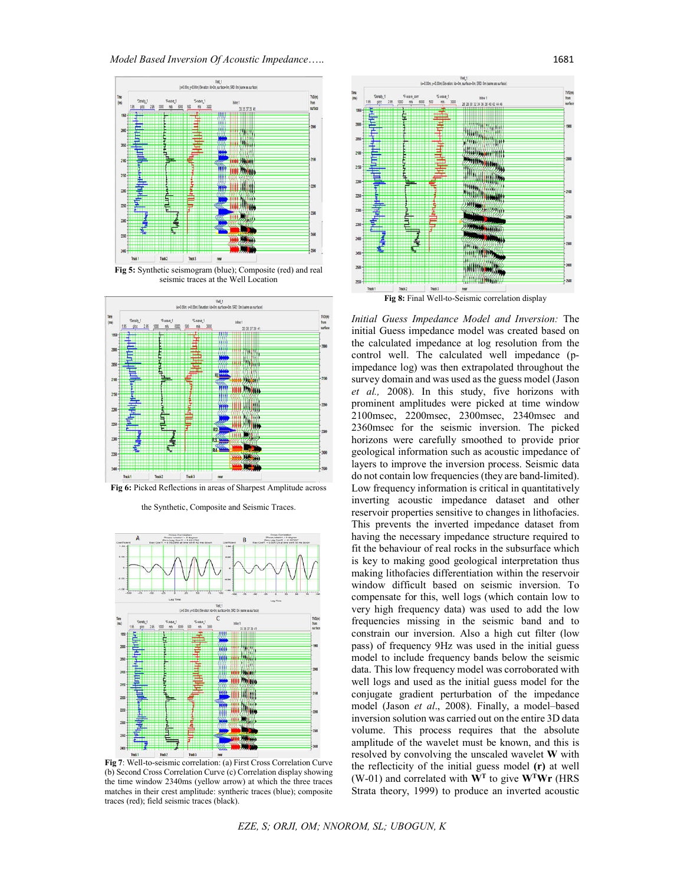Fig 5: Synthetic seismogram (blue); Composite (red) and real seismic traces at the Well Location

Fig 6: Picked Reflections in areas of Sharpest Amplitude across the Synthetic, Composite and Seismic Traces.

**Fig 7**: Well-to-seismic correlation: (a) First Cross Correlation Curve (b) Second Cross Correlation Curve (c) Correlation display showing the time window 2340ms (yellow arrow) at which the three traces matches in their crest amplitude: synthetic traces (blue); composite traces (red); field seismic traces (black).

**Fig 8:** Final Well-to-Seismic correlation display

*Initial Guess Impedance Model and Inversion:* The initial Guess impedance model was created based on the calculated impedance at log resolution from the control well. The calculated well impedance (p-impedance log) was then extrapolated throughout the survey domain and was used as the guess model (Jason *et al.,* 2008). In this study, five horizons with prominent amplitudes were picked at time window 2100msec, 2200msec, 2300msec, 2340msec and 2360msec for the seismic inversion. The picked horizons were carefully smoothed to provide prior geological information such as acoustic impedance of layers to improve the inversion process. Seismic data do not contain low frequencies (they are band-limited). Low frequency information is critical in quantitatively inverting acoustic impedance dataset and other reservoir properties sensitive to changes in lithofacies. This prevents the inverted impedance dataset from having the necessary impedance structure required to fit the behaviour of real rocks in the subsurface which is key to making good geological interpretation thus making lithofacies differentiation within the reservoir window difficult based on seismic inversion. To compensate for this, well logs (which contain low to very high frequency data) was used to add the low frequencies missing in the seismic band and to constrain our inversion. Also a high cut filter (low pass) of frequency 9Hz was used in the initial guess model to include frequency bands below the seismic data. This low frequency model was corroborated with well logs and used as the initial guess model for the conjugate gradient perturbation of the impedance model (Jason *et al*., 2008). Finally, a model–based inversion solution was carried out on the entire 3D data volume. This process requires that the absolute amplitude of the wavelet must be known, and this is resolved by convolving the unscaled wavelet **W** with the reflecticity of the initial guess model **(r)** at well (W-01) and correlated with $\mathbf{W}^{\mathbf{T}}$ to give $\mathbf{W}^{\mathbf{T}}\mathbf{W}\mathbf{r}$ (HRS Strata theory, 1999) to produce an inverted acoustic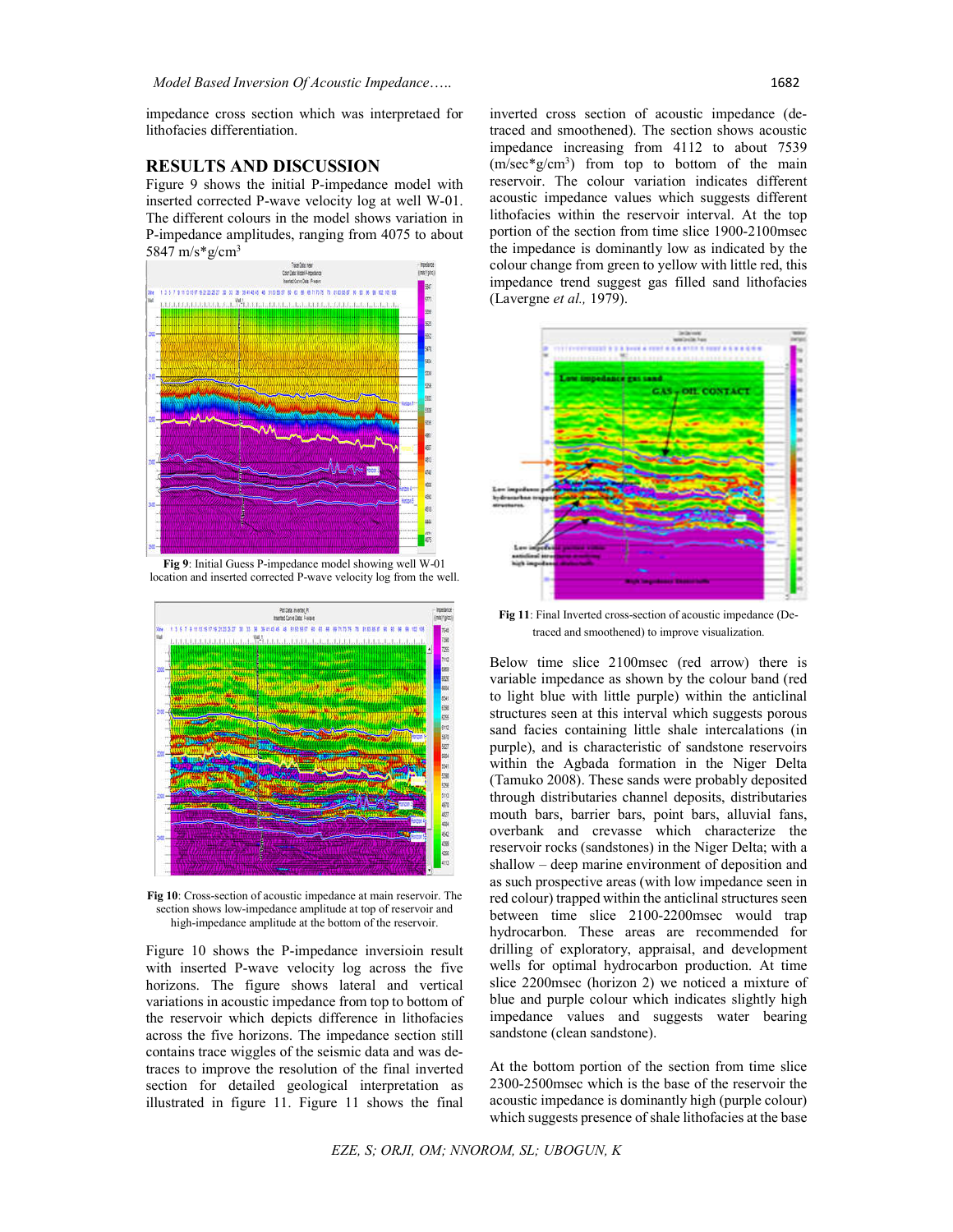impedance cross section which was interpretaed for lithofacies differentiation.

## RESULTS AND DISCUSSION

Figure 9 shows the initial P-impedance model with inserted corrected P-wave velocity log at well W-01. The different colours in the model shows variation in P-impedance amplitudes, ranging from 4075 to about 5847 m/s*g/cm$^3$

**Fig 9**: Initial Guess P-impedance model showing well W-01 location and inserted corrected P-wave velocity log from the well.

**Fig 10**: Cross-section of acoustic impedance at main reservoir. The section shows low-impedance amplitude at top of reservoir and high-impedance amplitude at the bottom of the reservoir.

Figure 10 shows the P-impedance inversioin result with inserted P-wave velocity log across the five horizons. The figure shows lateral and vertical variations in acoustic impedance from top to bottom of the reservoir which depicts difference in lithofacies across the five horizons. The impedance section still contains trace wiggles of the seismic data and was de-traces to improve the resolution of the final inverted section for detailed geological interpretation as illustrated in figure 11. Figure 11 shows the final inverted cross section of acoustic impedance (de-traced and smoothened). The section shows acoustic impedance increasing from 4112 to about 7539 (m/sec*g/cm$^3$) from top to bottom of the main reservoir. The colour variation indicates different acoustic impedance values which suggests different lithofacies within the reservoir interval. At the top portion of the section from time slice 1900-2100msec the impedance is dominantly low as indicated by the colour change from green to yellow with little red, this impedance trend suggest gas filled sand lithofacies (Lavergne *et al.,* 1979).

**Fig 11**: Final Inverted cross-section of acoustic impedance (De-traced and smoothened) to improve visualization.

Below time slice 2100msec (red arrow) there is variable impedance as shown by the colour band (red to light blue with little purple) within the anticlinal structures seen at this interval which suggests porous sand facies containing little shale intercalations (in purple), and is characteristic of sandstone reservoirs within the Agbada formation in the Niger Delta (Tamuko 2008). These sands were probably deposited through distributaries channel deposits, distributaries mouth bars, barrier bars, point bars, alluvial fans, overbank and crevasse which characterize the reservoir rocks (sandstones) in the Niger Delta; with a shallow – deep marine environment of deposition and as such prospective areas (with low impedance seen in red colour) trapped within the anticlinal structures seen between time slice 2100-2200msec would trap hydrocarbon. These areas are recommended for drilling of exploratory, appraisal, and development wells for optimal hydrocarbon production. At time slice 2200msec (horizon 2) we noticed a mixture of blue and purple colour which indicates slightly high impedance values and suggests water bearing sandstone (clean sandstone).

At the bottom portion of the section from time slice 2300-2500msec which is the base of the reservoir the acoustic impedance is dominantly high (purple colour) which suggests presence of shale lithofacies at the base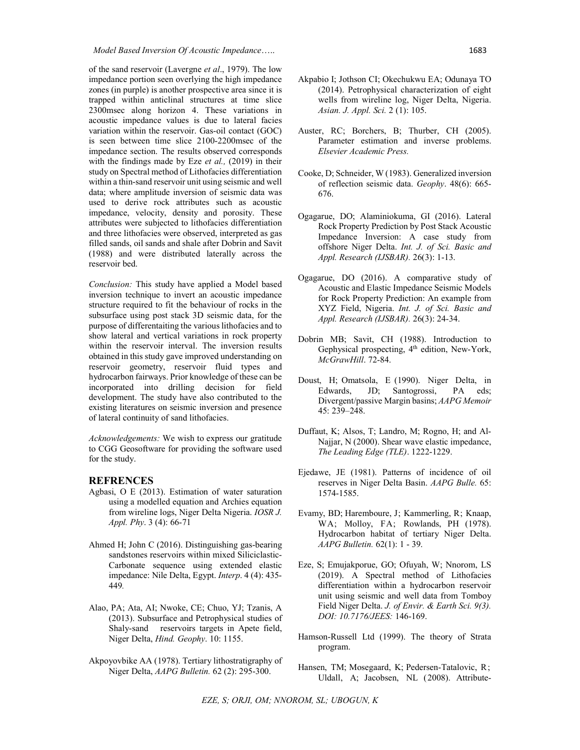of the sand reservoir (Lavergne *et al*., 1979). The low impedance portion seen overlying the high impedance zones (in purple) is another prospective area since it is trapped within anticlinal structures at time slice 2300msec along horizon 4. These variations in acoustic impedance values is due to lateral facies variation within the reservoir. Gas-oil contact (GOC) is seen between time slice 2100-2200msec of the impedance section. The results observed corresponds with the findings made by Eze *et al.,* (2019) in their study on Spectral method of Lithofacies differentiation within a thin-sand reservoir unit using seismic and well data; where amplitude inversion of seismic data was used to derive rock attributes such as acoustic impedance, velocity, density and porosity. These attributes were subjected to lithofacies differentiation and three lithofacies were observed, interpreted as gas filled sands, oil sands and shale after Dobrin and Savit (1988) and were distributed laterally across the reservoir bed.

*Conclusion:* This study have applied a Model based inversion technique to invert an acoustic impedance structure required to fit the behaviour of rocks in the subsurface using post stack 3D seismic data, for the purpose of differentaiting the various lithofacies and to show lateral and vertical variations in rock property within the reservoir interval. The inversion results obtained in this study gave improved understanding on reservoir geometry, reservoir fluid types and hydrocarbon fairways. Prior knowledge of these can be incorporated into drilling decision for field development. The study have also contributed to the existing literatures on seismic inversion and presence of lateral continuity of sand lithofacies.

*Acknowledgements:* We wish to express our gratitude to CGG Geosoftware for providing the software used for the study.

## REFRENCES

Agbasi, O E (2013). Estimation of water saturation using a modelled equation and Archies equation from wireline logs, Niger Delta Nigeria. *IOSR J. Appl. Phy*. 3 (4): 66-71

Ahmed H; John C (2016). Distinguishing gas-bearing sandstones reservoirs within mixed Siliciclastic-Carbonate sequence using extended elastic impedance: Nile Delta, Egypt. *Interp*. 4 (4): 435-449*.*

Alao, PA; Ata, AI; Nwoke, CE; Chuo, YJ; Tzanis, A (2013). Subsurface and Petrophysical studies of Shaly-sand reservoirs targets in Apete field, Niger Delta, *Hind. Geophy*. 10: 1155.

Akpoyovbike AA (1978). Tertiary lithostratigraphy of Niger Delta, *AAPG Bulletin.* 62 (2): 295-300.

Akpabio I; Jothson CI; Okechukwu EA; Odunaya TO (2014). Petrophysical characterization of eight wells from wireline log, Niger Delta, Nigeria. *Asian. J. Appl. Sci*. 2 (1): 105.

Auster, RC; Borchers, B; Thurber, CH (2005). Parameter estimation and inverse problems. *Elsevier Academic Press.*

Cooke, D; Schneider, W (1983). Generalized inversion of reflection seismic data. *Geophy*. 48(6): 665-676.

Ogagarue, DO; Alaminiokuma, GI (2016). Lateral Rock Property Prediction by Post Stack Acoustic Impedance Inversion: A case study from offshore Niger Delta. *Int. J. of Sci. Basic and Appl. Research (IJSBAR).* 26(3): 1-13.

Ogagarue, DO (2016). A comparative study of Acoustic and Elastic Impedance Seismic Models for Rock Property Prediction: An example from XYZ Field, Nigeria. *Int. J. of Sci. Basic and Appl. Research (IJSBAR).* 26(3): 24-34.

Dobrin MB; Savit, CH (1988). Introduction to Gephysical prospecting, 4th edition, New-York, *McGrawHill*. 72-84.

Doust, H; Omatsola, E (1990). Niger Delta, in Edwards, JD; Santogrossi, PA eds; Divergent/passive Margin basins; *AAPG Memoir* 45: 239–248.

Duffaut, K; Alsos, T; Landro, M; Rogno, H; and Al-Najjar, N (2000). Shear wave elastic impedance, *The Leading Edge (TLE)*. 1222-1229.

Ejedawe, JE (1981). Patterns of incidence of oil reserves in Niger Delta Basin. *AAPG Bulle.* 65: 1574-1585.

Evamy, BD; Haremboure, J; Kammerling, R; Knaap, WA; Molloy, FA; Rowlands, PH (1978). Hydrocarbon habitat of tertiary Niger Delta. *AAPG Bulletin.* 62(1): 1 - 39.

Eze, S; Emujakporue, GO; Ofuyah, W; Nnorom, LS (2019). A Spectral method of Lithofacies differentiation within a hydrocarbon reservoir unit using seismic and well data from Tomboy Field Niger Delta. *J. of Envir. & Earth Sci. 9(3). DOI: 10.7176/JEES:* 146-169.

Hamson-Russell Ltd (1999). The theory of Strata program.

Hansen, TM; Mosegaard, K; Pedersen-Tatalovic, R; Uldall, A; Jacobsen, NL (2008). Attribute-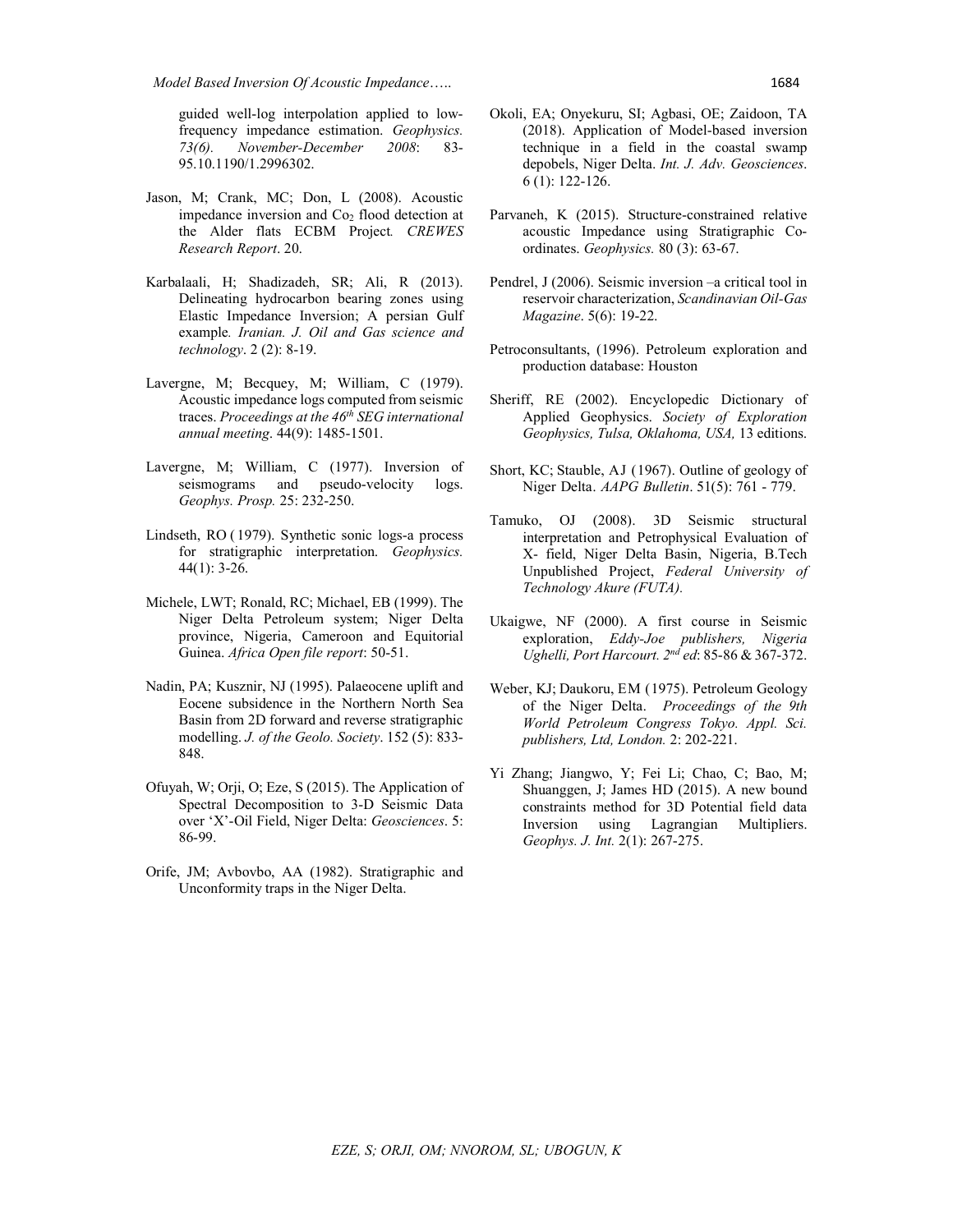guided well-log interpolation applied to low-frequency impedance estimation. *Geophysics. 73(6). November-December 2008*: 83-95.10.1190/1.2996302.

Jason, M; Crank, MC; Don, L (2008). Acoustic impedance inversion and $Co_2$ flood detection at the Alder flats ECBM Project. *CREWES Research Report*. 20.

Karbalaali, H; Shadizadeh, SR; Ali, R (2013). Delineating hydrocarbon bearing zones using Elastic Impedance Inversion; A persian Gulf example. *Iranian. J. Oil and Gas science and technology*. 2 (2): 8-19.

Lavergne, M; Becquey, M; William, C (1979). Acoustic impedance logs computed from seismic traces. *Proceedings at the 46th SEG international annual meeting*. 44(9): 1485-1501.

Lavergne, M; William, C (1977). Inversion of seismograms and pseudo-velocity logs. *Geophys. Prosp.* 25: 232-250.

Lindseth, RO (1979). Synthetic sonic logs-a process for stratigraphic interpretation. *Geophysics.* 44(1): 3-26.

Michele, LWT; Ronald, RC; Michael, EB (1999). The Niger Delta Petroleum system; Niger Delta province, Nigeria, Cameroon and Equitorial Guinea. *Africa Open file report*: 50-51.

Nadin, PA; Kusznir, NJ (1995). Palaeocene uplift and Eocene subsidence in the Northern North Sea Basin from 2D forward and reverse stratigraphic modelling. *J. of the Geolo. Society*. 152 (5): 833-848.

Ofuyah, W; Orji, O; Eze, S (2015). The Application of Spectral Decomposition to 3-D Seismic Data over 'X'-Oil Field, Niger Delta: *Geosciences*. 5: 86-99.

Orife, JM; Avbovbo, AA (1982). Stratigraphic and Unconformity traps in the Niger Delta.

Okoli, EA; Onyekuru, SI; Agbasi, OE; Zaidoon, TA (2018). Application of Model-based inversion technique in a field in the coastal swamp depobels, Niger Delta. *Int. J. Adv. Geosciences*. 6 (1): 122-126.

Parvaneh, K (2015). Structure-constrained relative acoustic Impedance using Stratigraphic Co-ordinates. *Geophysics.* 80 (3): 63-67.

Pendrel, J (2006). Seismic inversion –a critical tool in reservoir characterization, *Scandinavian Oil-Gas Magazine*. 5(6): 19-22.

Petroconsultants, (1996). Petroleum exploration and production database: Houston

Sheriff, RE (2002). Encyclopedic Dictionary of Applied Geophysics. *Society of Exploration Geophysics, Tulsa, Oklahoma, USA,* 13 editions.

Short, KC; Stauble, AJ (1967). Outline of geology of Niger Delta. *AAPG Bulletin*. 51(5): 761 - 779.

Tamuko, OJ (2008). 3D Seismic structural interpretation and Petrophysical Evaluation of X- field, Niger Delta Basin, Nigeria, B.Tech Unpublished Project, *Federal University of Technology Akure (FUTA).*

Ukaigwe, NF (2000). A first course in Seismic exploration, *Eddy-Joe publishers, Nigeria Ughelli, Port Harcourt. 2nd ed*: 85-86 & 367-372.

Weber, KJ; Daukoru, EM (1975). Petroleum Geology of the Niger Delta. *Proceedings of the 9th World Petroleum Congress Tokyo. Appl. Sci. publishers, Ltd, London.* 2: 202-221.

Yi Zhang; Jiangwo, Y; Fei Li; Chao, C; Bao, M; Shuanggen, J; James HD (2015). A new bound constraints method for 3D Potential field data Inversion using Lagrangian Multipliers. *Geophys. J. Int.* 2(1): 267-275.